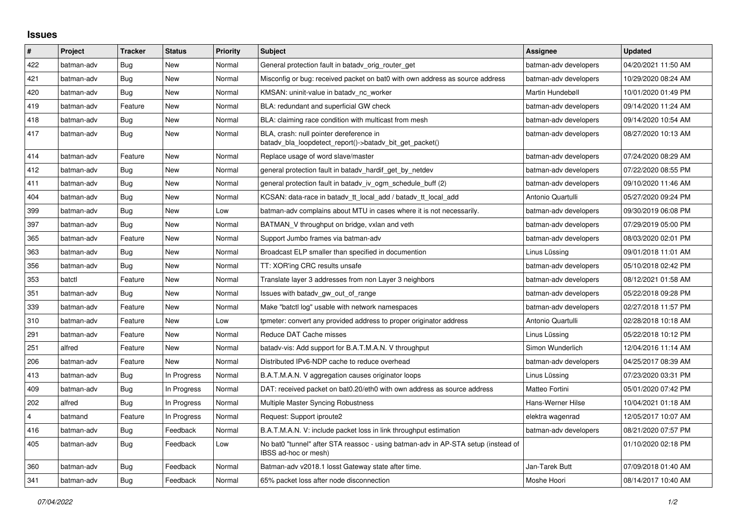## Issues

| # | Project | Tracker | Status | Priority | Subject | Assignee | Updated |
|---|---|---|---|---|---|---|---|
| 422 | batman-adv | Bug | New | Normal | General protection fault in batadv_orig_router_get | batman-adv developers | 04/20/2021 11:50 AM |
| 421 | batman-adv | Bug | New | Normal | Misconfig or bug: received packet on bat0 with own address as source address | batman-adv developers | 10/29/2020 08:24 AM |
| 420 | batman-adv | Bug | New | Normal | KMSAN: uninit-value in batadv_nc_worker | Martin Hundebøll | 10/01/2020 01:49 PM |
| 419 | batman-adv | Feature | New | Normal | BLA: redundant and superficial GW check | batman-adv developers | 09/14/2020 11:24 AM |
| 418 | batman-adv | Bug | New | Normal | BLA: claiming race condition with multicast from mesh | batman-adv developers | 09/14/2020 10:54 AM |
| 417 | batman-adv | Bug | New | Normal | BLA, crash: null pointer dereference in batadv_bla_loopdetect_report()->batadv_bit_get_packet() | batman-adv developers | 08/27/2020 10:13 AM |
| 414 | batman-adv | Feature | New | Normal | Replace usage of word slave/master | batman-adv developers | 07/24/2020 08:29 AM |
| 412 | batman-adv | Bug | New | Normal | general protection fault in batadv_hardif_get_by_netdev | batman-adv developers | 07/22/2020 08:55 PM |
| 411 | batman-adv | Bug | New | Normal | general protection fault in batadv_iv_ogm_schedule_buff (2) | batman-adv developers | 09/10/2020 11:46 AM |
| 404 | batman-adv | Bug | New | Normal | KCSAN: data-race in batadv_tt_local_add / batadv_tt_local_add | Antonio Quartulli | 05/27/2020 09:24 PM |
| 399 | batman-adv | Bug | New | Low | batman-adv complains about MTU in cases where it is not necessarily. | batman-adv developers | 09/30/2019 06:08 PM |
| 397 | batman-adv | Bug | New | Normal | BATMAN_V throughput on bridge, vxlan and veth | batman-adv developers | 07/29/2019 05:00 PM |
| 365 | batman-adv | Feature | New | Normal | Support Jumbo frames via batman-adv | batman-adv developers | 08/03/2020 02:01 PM |
| 363 | batman-adv | Bug | New | Normal | Broadcast ELP smaller than specified in documention | Linus Lüssing | 09/01/2018 11:01 AM |
| 356 | batman-adv | Bug | New | Normal | TT: XOR'ing CRC results unsafe | batman-adv developers | 05/10/2018 02:42 PM |
| 353 | batctl | Feature | New | Normal | Translate layer 3 addresses from non Layer 3 neighbors | batman-adv developers | 08/12/2021 01:58 AM |
| 351 | batman-adv | Bug | New | Normal | Issues with batadv_gw_out_of_range | batman-adv developers | 05/22/2018 09:28 PM |
| 339 | batman-adv | Feature | New | Normal | Make "batctl log" usable with network namespaces | batman-adv developers | 02/27/2018 11:57 PM |
| 310 | batman-adv | Feature | New | Low | tpmeter: convert any provided address to proper originator address | Antonio Quartulli | 02/28/2018 10:18 AM |
| 291 | batman-adv | Feature | New | Normal | Reduce DAT Cache misses | Linus Lüssing | 05/22/2018 10:12 PM |
| 251 | alfred | Feature | New | Normal | batadv-vis: Add support for B.A.T.M.A.N. V throughput | Simon Wunderlich | 12/04/2016 11:14 AM |
| 206 | batman-adv | Feature | New | Normal | Distributed IPv6-NDP cache to reduce overhead | batman-adv developers | 04/25/2017 08:39 AM |
| 413 | batman-adv | Bug | In Progress | Normal | B.A.T.M.A.N. V aggregation causes originator loops | Linus Lüssing | 07/23/2020 03:31 PM |
| 409 | batman-adv | Bug | In Progress | Normal | DAT: received packet on bat0.20/eth0 with own address as source address | Matteo Fortini | 05/01/2020 07:42 PM |
| 202 | alfred | Bug | In Progress | Normal | Multiple Master Syncing Robustness | Hans-Werner Hilse | 10/04/2021 01:18 AM |
| 4 | batmand | Feature | In Progress | Normal | Request: Support iproute2 | elektra wagenrad | 12/05/2017 10:07 AM |
| 416 | batman-adv | Bug | Feedback | Normal | B.A.T.M.A.N. V: include packet loss in link throughput estimation | batman-adv developers | 08/21/2020 07:57 PM |
| 405 | batman-adv | Bug | Feedback | Low | No bat0 "tunnel" after STA reassoc - using batman-adv in AP-STA setup (instead of IBSS ad-hoc or mesh) | | 01/10/2020 02:18 PM |
| 360 | batman-adv | Bug | Feedback | Normal | Batman-adv v2018.1 losst Gateway state after time. | Jan-Tarek Butt | 07/09/2018 01:40 AM |
| 341 | batman-adv | Bug | Feedback | Normal | 65% packet loss after node disconnection | Moshe Hoori | 08/14/2017 10:40 AM |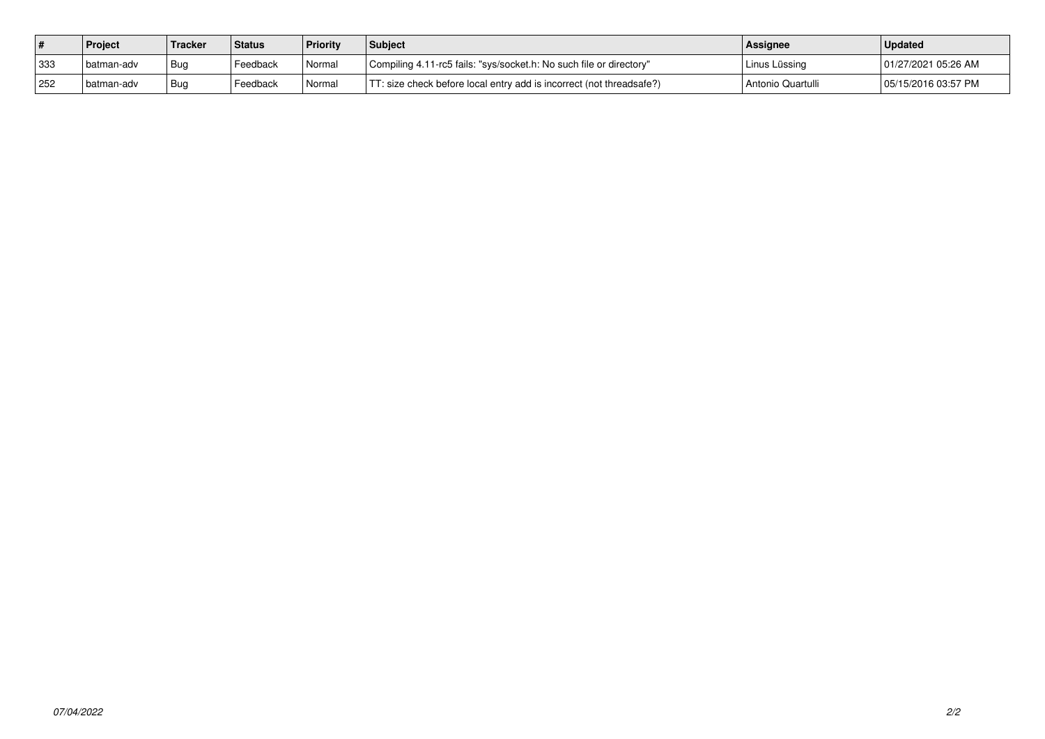| # | Project | Tracker | Status | Priority | Subject | Assignee | Updated |
|---|---|---|---|---|---|---|---|
| 333 | batman-adv | Bug | Feedback | Normal | Compiling 4.11-rc5 fails: "sys/socket.h: No such file or directory" | Linus Lüssing | 01/27/2021 05:26 AM |
| 252 | batman-adv | Bug | Feedback | Normal | TT: size check before local entry add is incorrect (not threadsafe?) | Antonio Quartulli | 05/15/2016 03:57 PM |